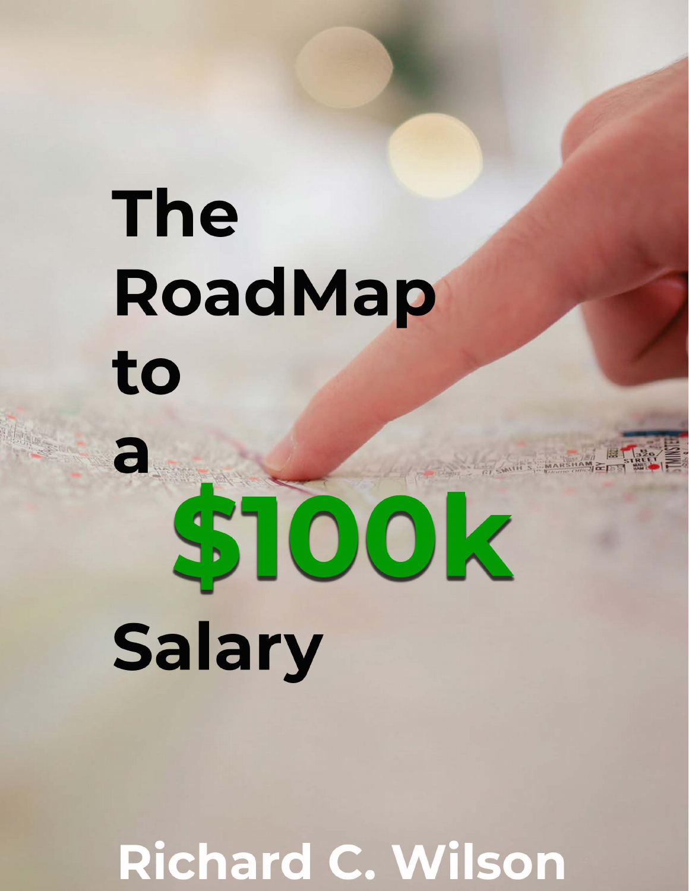# The RoadMap to a $100k Salary

Richard C. Wilson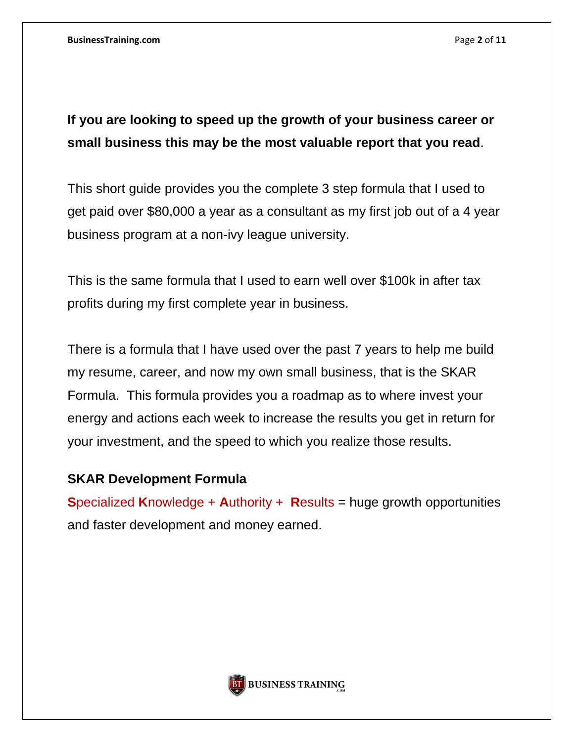**If you are looking to speed up the growth of your business career or small business this may be the most valuable report that you read**.

This short guide provides you the complete 3 step formula that I used to get paid over $80,000 a year as a consultant as my first job out of a 4 year business program at a non-ivy league university.

This is the same formula that I used to earn well over $100k in after tax profits during my first complete year in business.

There is a formula that I have used over the past 7 years to help me build my resume, career, and now my own small business, that is the SKAR Formula. This formula provides you a roadmap as to where invest your energy and actions each week to increase the results you get in return for your investment, and the speed to which you realize those results.

### SKAR Development Formula

**S**pecialized **K**nowledge + **A**uthority + **R**esults = huge growth opportunities and faster development and money earned.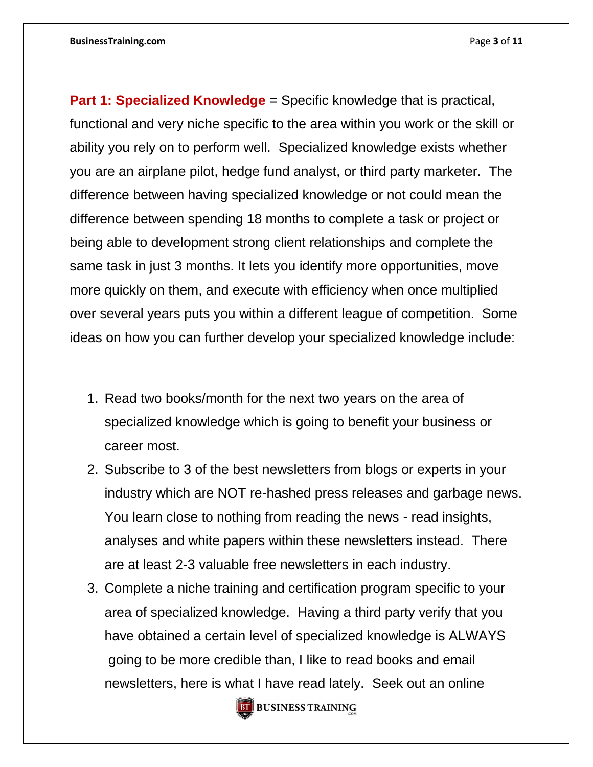**Part 1: Specialized Knowledge** = Specific knowledge that is practical, functional and very niche specific to the area within you work or the skill or ability you rely on to perform well. Specialized knowledge exists whether you are an airplane pilot, hedge fund analyst, or third party marketer. The difference between having specialized knowledge or not could mean the difference between spending 18 months to complete a task or project or being able to development strong client relationships and complete the same task in just 3 months. It lets you identify more opportunities, move more quickly on them, and execute with efficiency when once multiplied over several years puts you within a different league of competition. Some ideas on how you can further develop your specialized knowledge include:

1. Read two books/month for the next two years on the area of specialized knowledge which is going to benefit your business or career most.
2. Subscribe to 3 of the best newsletters from blogs or experts in your industry which are NOT re-hashed press releases and garbage news. You learn close to nothing from reading the news - read insights, analyses and white papers within these newsletters instead. There are at least 2-3 valuable free newsletters in each industry.
3. Complete a niche training and certification program specific to your area of specialized knowledge. Having a third party verify that you have obtained a certain level of specialized knowledge is ALWAYS going to be more credible than, I like to read books and email newsletters, here is what I have read lately. Seek out an online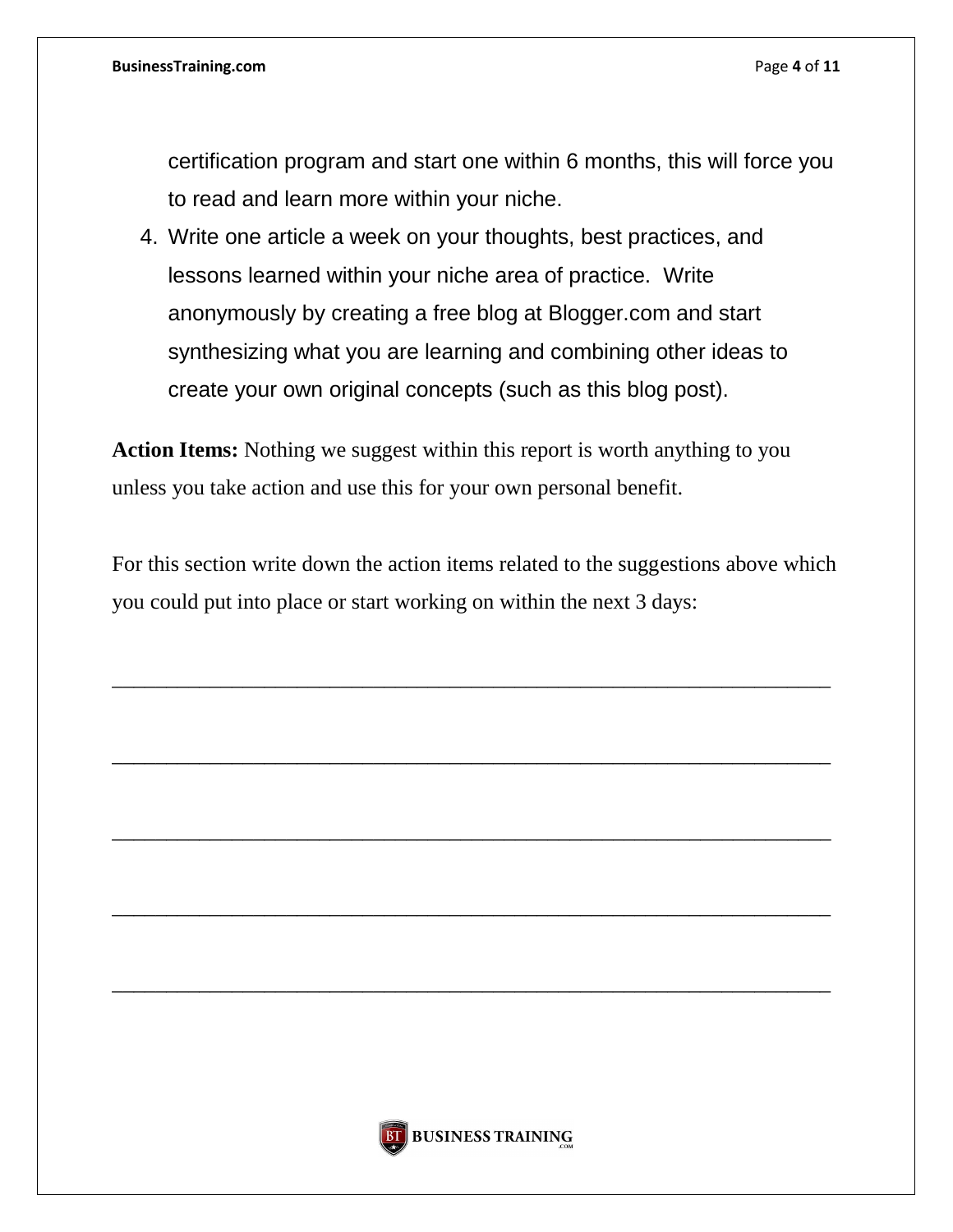certification program and start one within 6 months, this will force you to read and learn more within your niche.

4. Write one article a week on your thoughts, best practices, and lessons learned within your niche area of practice.  Write anonymously by creating a free blog at Blogger.com and start synthesizing what you are learning and combining other ideas to create your own original concepts (such as this blog post).

**Action Items:** Nothing we suggest within this report is worth anything to you unless you take action and use this for your own personal benefit.

For this section write down the action items related to the suggestions above which you could put into place or start working on within the next 3 days:

_______________________________________________________________

_______________________________________________________________

_______________________________________________________________

_______________________________________________________________

_______________________________________________________________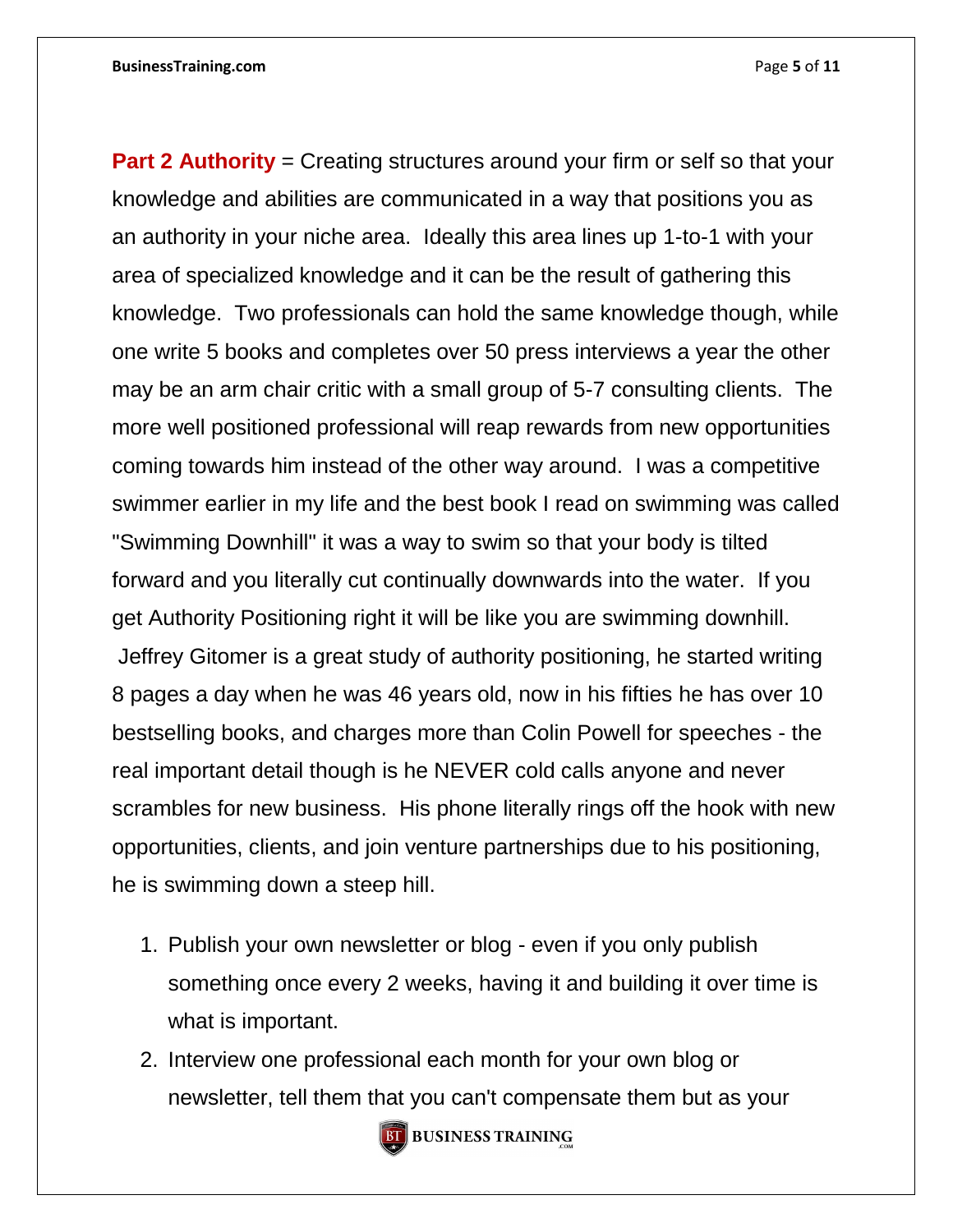**Part 2 Authority** = Creating structures around your firm or self so that your knowledge and abilities are communicated in a way that positions you as an authority in your niche area. Ideally this area lines up 1-to-1 with your area of specialized knowledge and it can be the result of gathering this knowledge. Two professionals can hold the same knowledge though, while one write 5 books and completes over 50 press interviews a year the other may be an arm chair critic with a small group of 5-7 consulting clients. The more well positioned professional will reap rewards from new opportunities coming towards him instead of the other way around. I was a competitive swimmer earlier in my life and the best book I read on swimming was called "Swimming Downhill" it was a way to swim so that your body is tilted forward and you literally cut continually downwards into the water. If you get Authority Positioning right it will be like you are swimming downhill. Jeffrey Gitomer is a great study of authority positioning, he started writing 8 pages a day when he was 46 years old, now in his fifties he has over 10 bestselling books, and charges more than Colin Powell for speeches - the real important detail though is he NEVER cold calls anyone and never scrambles for new business. His phone literally rings off the hook with new opportunities, clients, and join venture partnerships due to his positioning, he is swimming down a steep hill.

1. Publish your own newsletter or blog - even if you only publish something once every 2 weeks, having it and building it over time is what is important.
2. Interview one professional each month for your own blog or newsletter, tell them that you can't compensate them but as your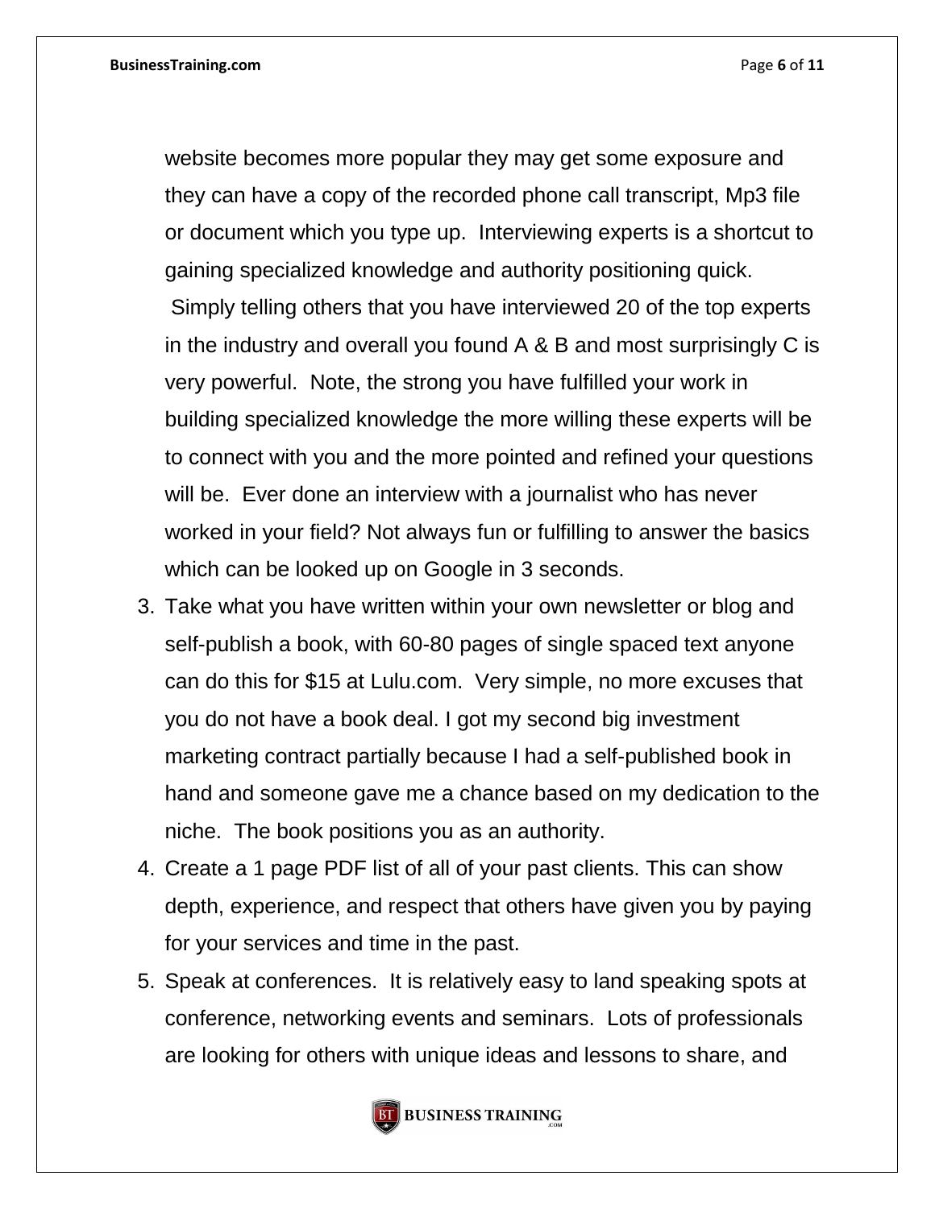website becomes more popular they may get some exposure and they can have a copy of the recorded phone call transcript, Mp3 file or document which you type up. Interviewing experts is a shortcut to gaining specialized knowledge and authority positioning quick. Simply telling others that you have interviewed 20 of the top experts in the industry and overall you found A & B and most surprisingly C is very powerful. Note, the strong you have fulfilled your work in building specialized knowledge the more willing these experts will be to connect with you and the more pointed and refined your questions will be. Ever done an interview with a journalist who has never worked in your field? Not always fun or fulfilling to answer the basics which can be looked up on Google in 3 seconds.

3. Take what you have written within your own newsletter or blog and self-publish a book, with 60-80 pages of single spaced text anyone can do this for $15 at Lulu.com. Very simple, no more excuses that you do not have a book deal. I got my second big investment marketing contract partially because I had a self-published book in hand and someone gave me a chance based on my dedication to the niche. The book positions you as an authority.
4. Create a 1 page PDF list of all of your past clients. This can show depth, experience, and respect that others have given you by paying for your services and time in the past.
5. Speak at conferences. It is relatively easy to land speaking spots at conference, networking events and seminars. Lots of professionals are looking for others with unique ideas and lessons to share, and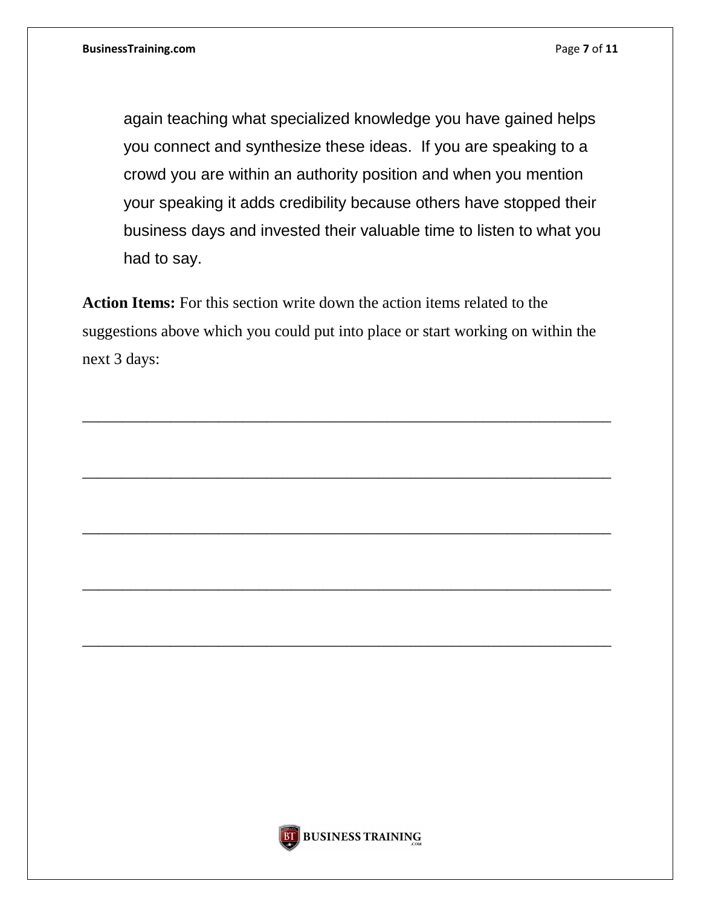again teaching what specialized knowledge you have gained helps you connect and synthesize these ideas. If you are speaking to a crowd you are within an authority position and when you mention your speaking it adds credibility because others have stopped their business days and invested their valuable time to listen to what you had to say.

**Action Items:** For this section write down the action items related to the suggestions above which you could put into place or start working on within the next 3 days:

_______________________________________________________________________

_______________________________________________________________________

_______________________________________________________________________

_______________________________________________________________________

_______________________________________________________________________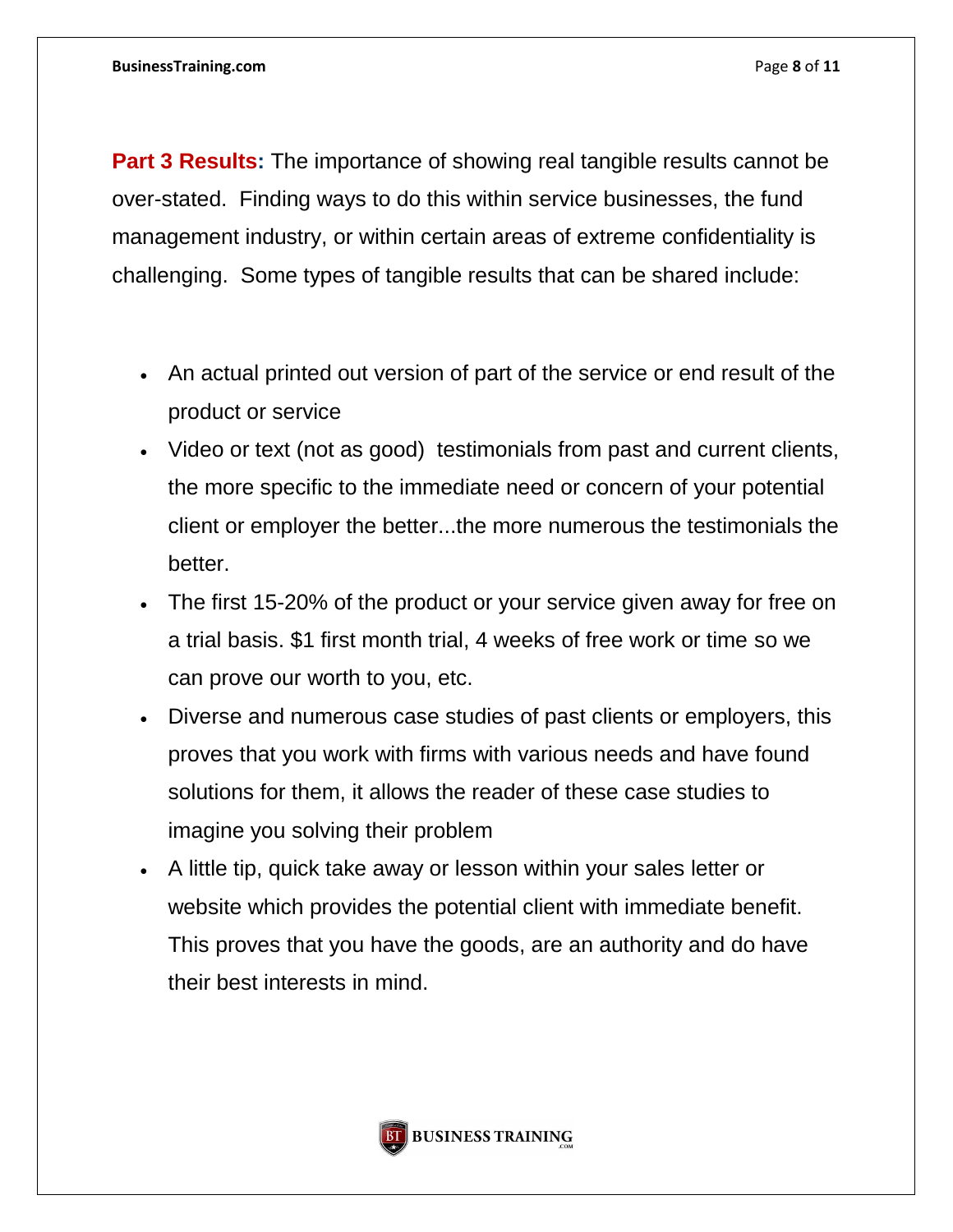**Part 3 Results:** The importance of showing real tangible results cannot be over-stated. Finding ways to do this within service businesses, the fund management industry, or within certain areas of extreme confidentiality is challenging. Some types of tangible results that can be shared include:

- An actual printed out version of part of the service or end result of the product or service
- Video or text (not as good) testimonials from past and current clients, the more specific to the immediate need or concern of your potential client or employer the better...the more numerous the testimonials the better.
- The first 15-20% of the product or your service given away for free on a trial basis. $1 first month trial, 4 weeks of free work or time so we can prove our worth to you, etc.
- Diverse and numerous case studies of past clients or employers, this proves that you work with firms with various needs and have found solutions for them, it allows the reader of these case studies to imagine you solving their problem
- A little tip, quick take away or lesson within your sales letter or website which provides the potential client with immediate benefit. This proves that you have the goods, are an authority and do have their best interests in mind.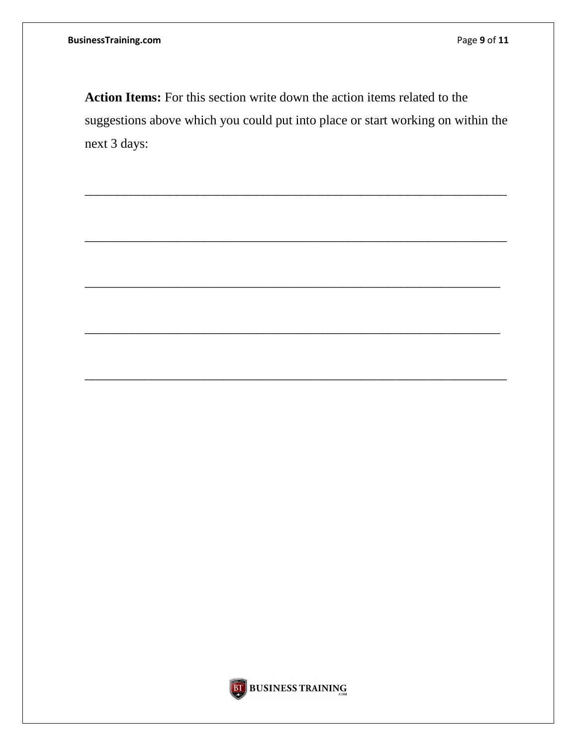**Action Items:** For this section write down the action items related to the suggestions above which you could put into place or start working on within the next 3 days:

_______________________________________________________________

_______________________________________________________________

______________________________________________________________

______________________________________________________________

_______________________________________________________________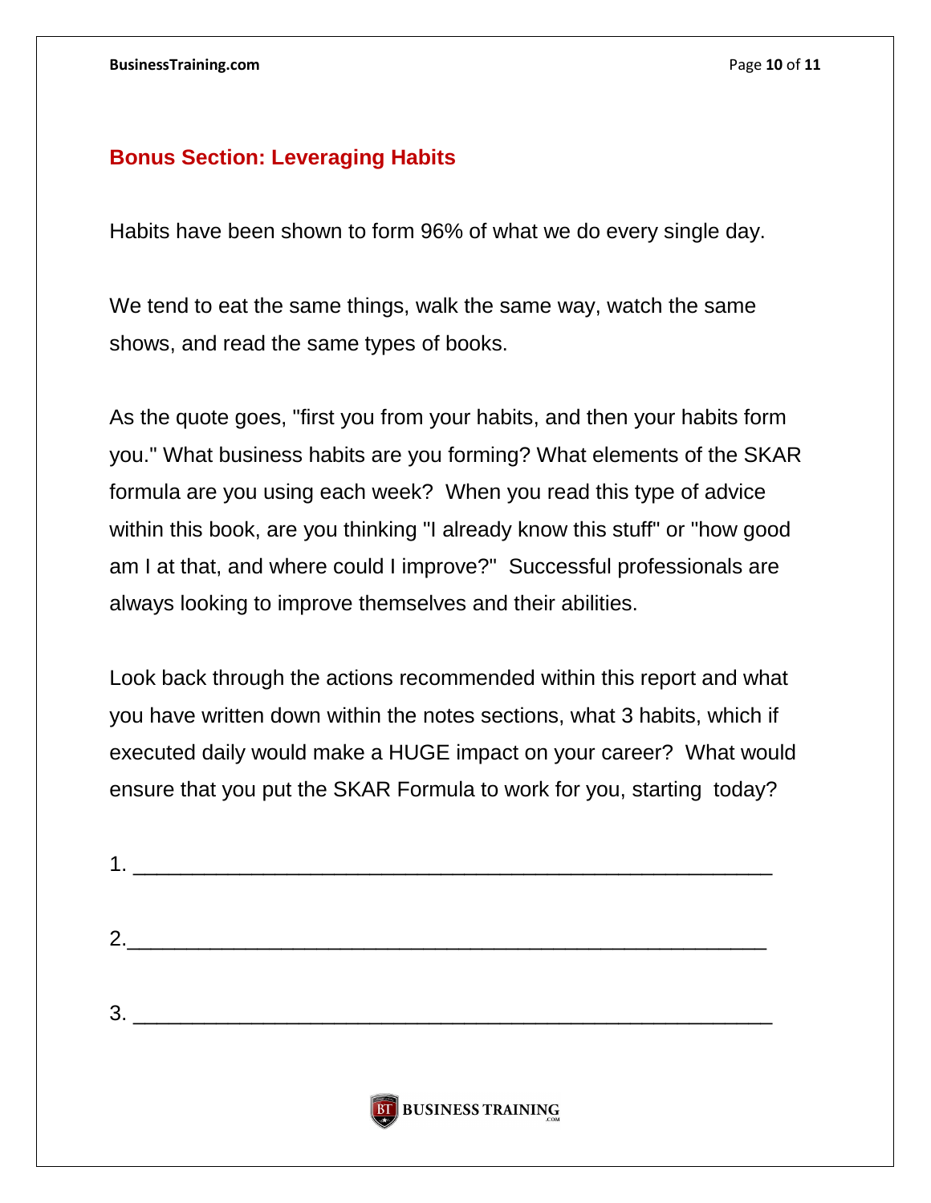## Bonus Section: Leveraging Habits

Habits have been shown to form 96% of what we do every single day.

We tend to eat the same things, walk the same way, watch the same shows, and read the same types of books.

As the quote goes, "first you from your habits, and then your habits form you." What business habits are you forming? What elements of the SKAR formula are you using each week? When you read this type of advice within this book, are you thinking "I already know this stuff" or "how good am I at that, and where could I improve?" Successful professionals are always looking to improve themselves and their abilities.

Look back through the actions recommended within this report and what you have written down within the notes sections, what 3 habits, which if executed daily would make a HUGE impact on your career? What would ensure that you put the SKAR Formula to work for you, starting today?

1. ______________________________________________________

2.______________________________________________________

3. ______________________________________________________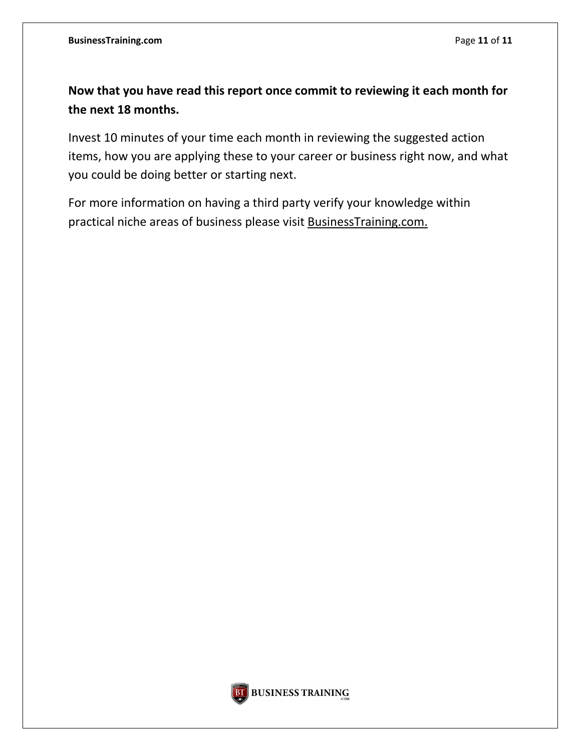**Now that you have read this report once commit to reviewing it each month for the next 18 months.**

Invest 10 minutes of your time each month in reviewing the suggested action items, how you are applying these to your career or business right now, and what you could be doing better or starting next.

For more information on having a third party verify your knowledge within practical niche areas of business please visit BusinessTraining.com.